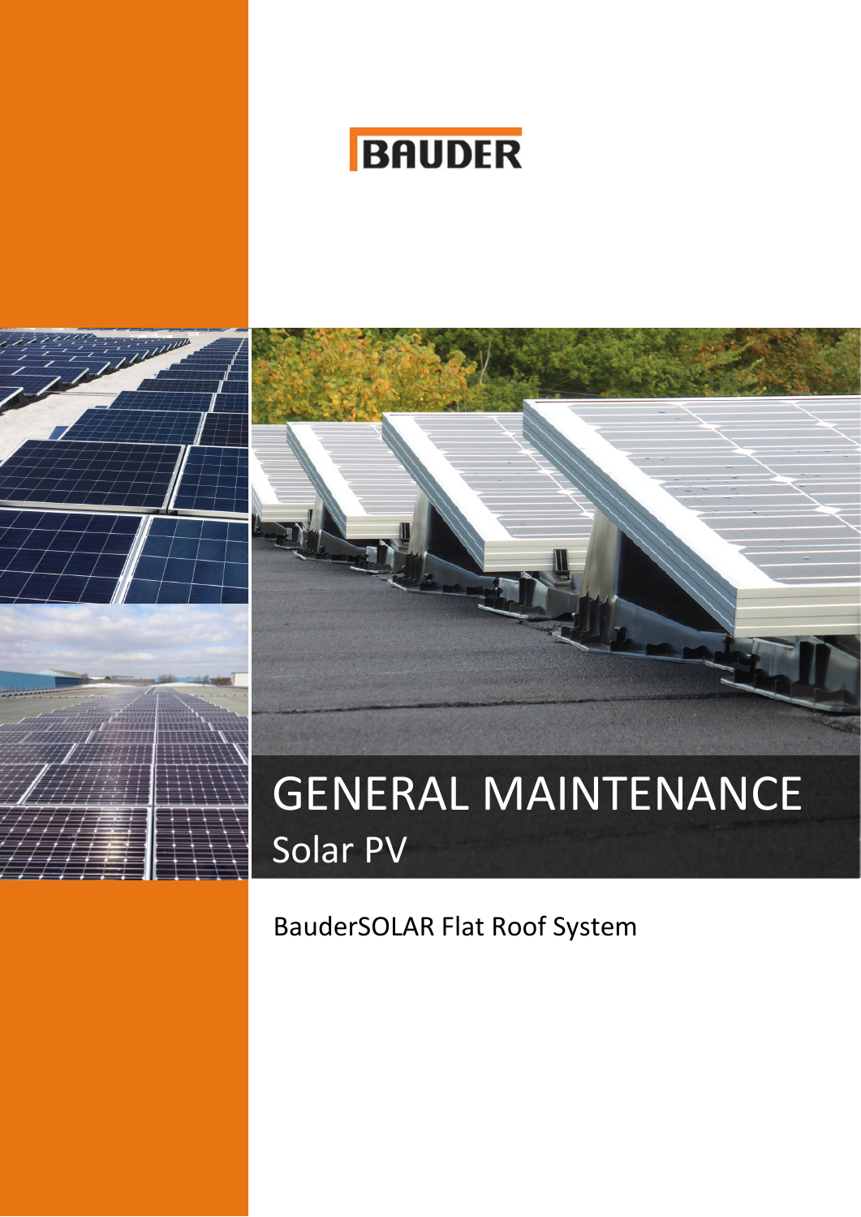BAUDER

# GENERAL MAINTENANCE

## Solar PV

BauderSOLAR Flat Roof System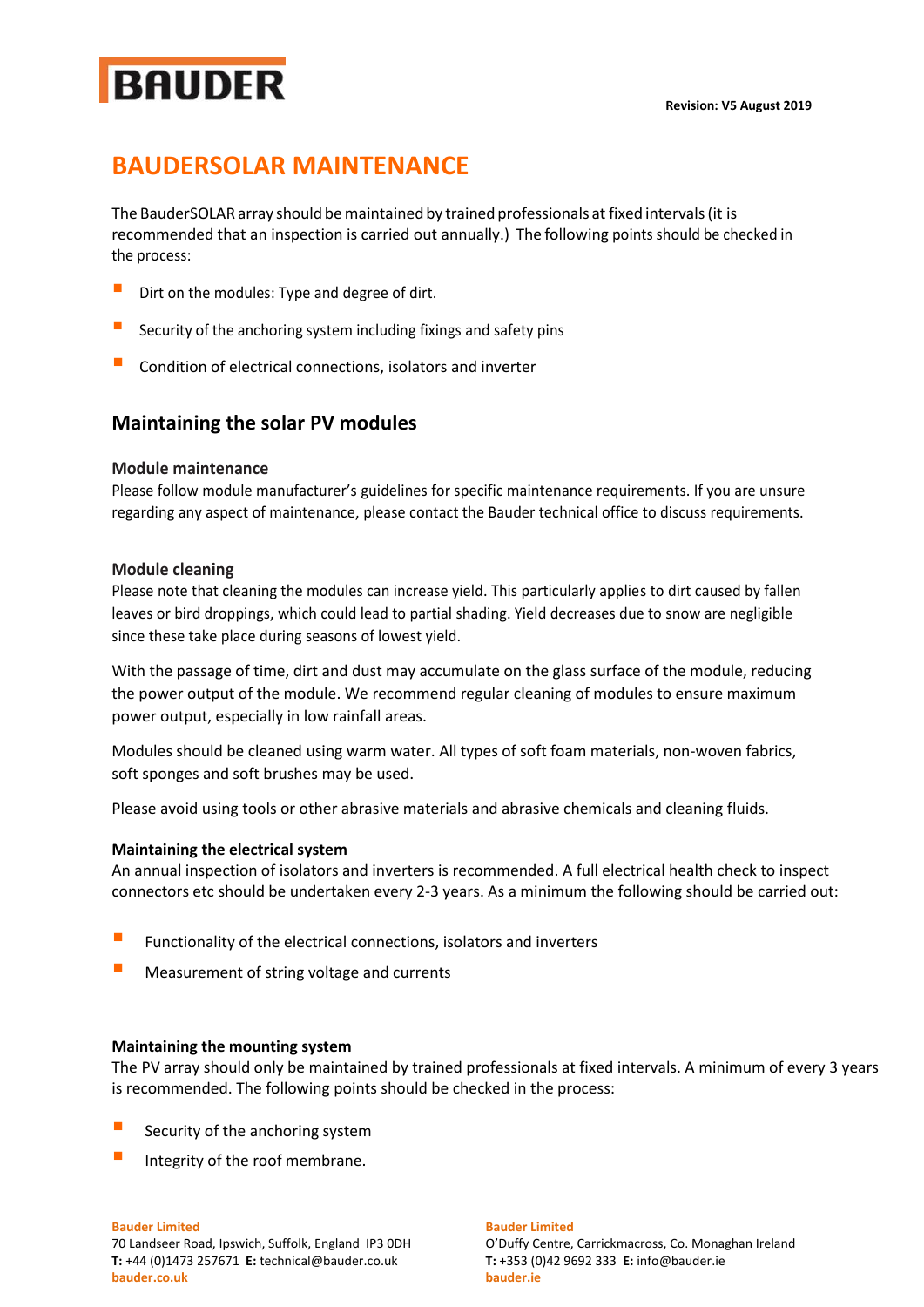Revision: V5 August 2019

# BAUDERSOLAR MAINTENANCE

The BauderSOLAR array should be maintained by trained professionals at fixed intervals (it is recommended that an inspection is carried out annually.) The following points should be checked in the process:

- Dirt on the modules: Type and degree of dirt.
- Security of the anchoring system including fixings and safety pins
- Condition of electrical connections, isolators and inverter

## Maintaining the solar PV modules

### Module maintenance

Please follow module manufacturer's guidelines for specific maintenance requirements. If you are unsure regarding any aspect of maintenance, please contact the Bauder technical office to discuss requirements.

### Module cleaning

Please note that cleaning the modules can increase yield. This particularly applies to dirt caused by fallen leaves or bird droppings, which could lead to partial shading. Yield decreases due to snow are negligible since these take place during seasons of lowest yield.

With the passage of time, dirt and dust may accumulate on the glass surface of the module, reducing the power output of the module. We recommend regular cleaning of modules to ensure maximum power output, especially in low rainfall areas.

Modules should be cleaned using warm water. All types of soft foam materials, non-woven fabrics, soft sponges and soft brushes may be used.

Please avoid using tools or other abrasive materials and abrasive chemicals and cleaning fluids.

### Maintaining the electrical system

An annual inspection of isolators and inverters is recommended. A full electrical health check to inspect connectors etc should be undertaken every 2-3 years. As a minimum the following should be carried out:

- Functionality of the electrical connections, isolators and inverters
- Measurement of string voltage and currents

### Maintaining the mounting system

The PV array should only be maintained by trained professionals at fixed intervals. A minimum of every 3 years is recommended. The following points should be checked in the process:

- Security of the anchoring system
- Integrity of the roof membrane.

**Bauder Limited**
70 Landseer Road, Ipswich, Suffolk, England IP3 0DH
**T:** +44 (0)1473 257671 **E:** technical@bauder.co.uk
bauder.co.uk

**Bauder Limited**
O'Duffy Centre, Carrickmacross, Co. Monaghan Ireland
**T:** +353 (0)42 9692 333 **E:** info@bauder.ie
bauder.ie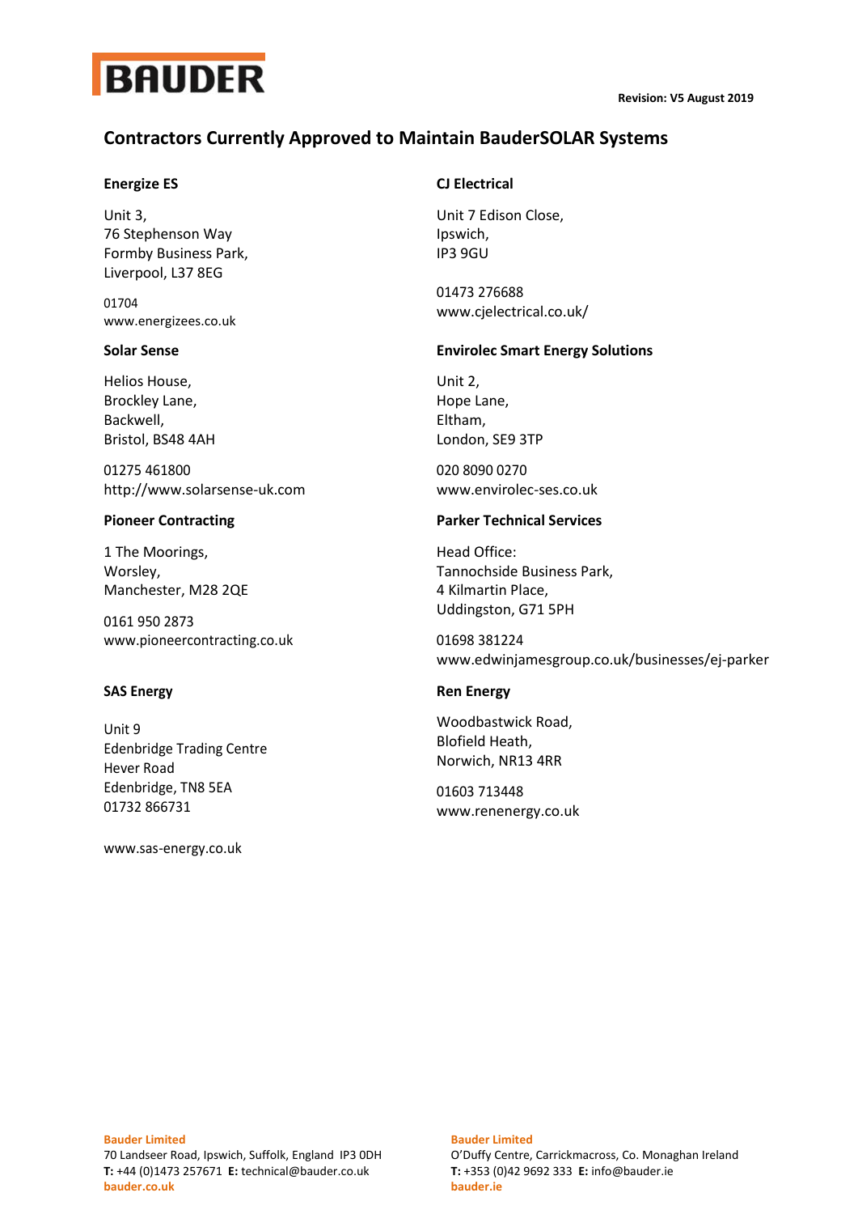BAUDER

Revision: V5 August 2019

# Contractors Currently Approved to Maintain BauderSOLAR Systems

**Energize ES**

Unit 3,
76 Stephenson Way
Formby Business Park,
Liverpool, L37 8EG

01704
www.energizees.co.uk

**Solar Sense**

Helios House,
Brockley Lane,
Backwell,
Bristol, BS48 4AH

01275 461800
http://www.solarsense-uk.com

**Pioneer Contracting**

1 The Moorings,
Worsley,
Manchester, M28 2QE

0161 950 2873
www.pioneercontracting.co.uk

**SAS Energy**

Unit 9
Edenbridge Trading Centre
Hever Road
Edenbridge, TN8 5EA
01732 866731

www.sas-energy.co.uk

**CJ Electrical**

Unit 7 Edison Close,
Ipswich,
IP3 9GU

01473 276688
www.cjelectrical.co.uk/

**Envirolec Smart Energy Solutions**

Unit 2,
Hope Lane,
Eltham,
London, SE9 3TP

020 8090 0270
www.envirolec-ses.co.uk

**Parker Technical Services**

Head Office:
Tannochside Business Park,
4 Kilmartin Place,
Uddingston, G71 5PH

01698 381224
www.edwinjamesgroup.co.uk/businesses/ej-parker

**Ren Energy**

Woodbastwick Road,
Blofield Heath,
Norwich, NR13 4RR

01603 713448
www.renenergy.co.uk

**Bauder Limited**
70 Landseer Road, Ipswich, Suffolk, England IP3 0DH
**T:** +44 (0)1473 257671 **E:** technical@bauder.co.uk
**bauder.co.uk**

**Bauder Limited**
O'Duffy Centre, Carrickmacross, Co. Monaghan Ireland
**T:** +353 (0)42 9692 333 **E:** info@bauder.ie
**bauder.ie**